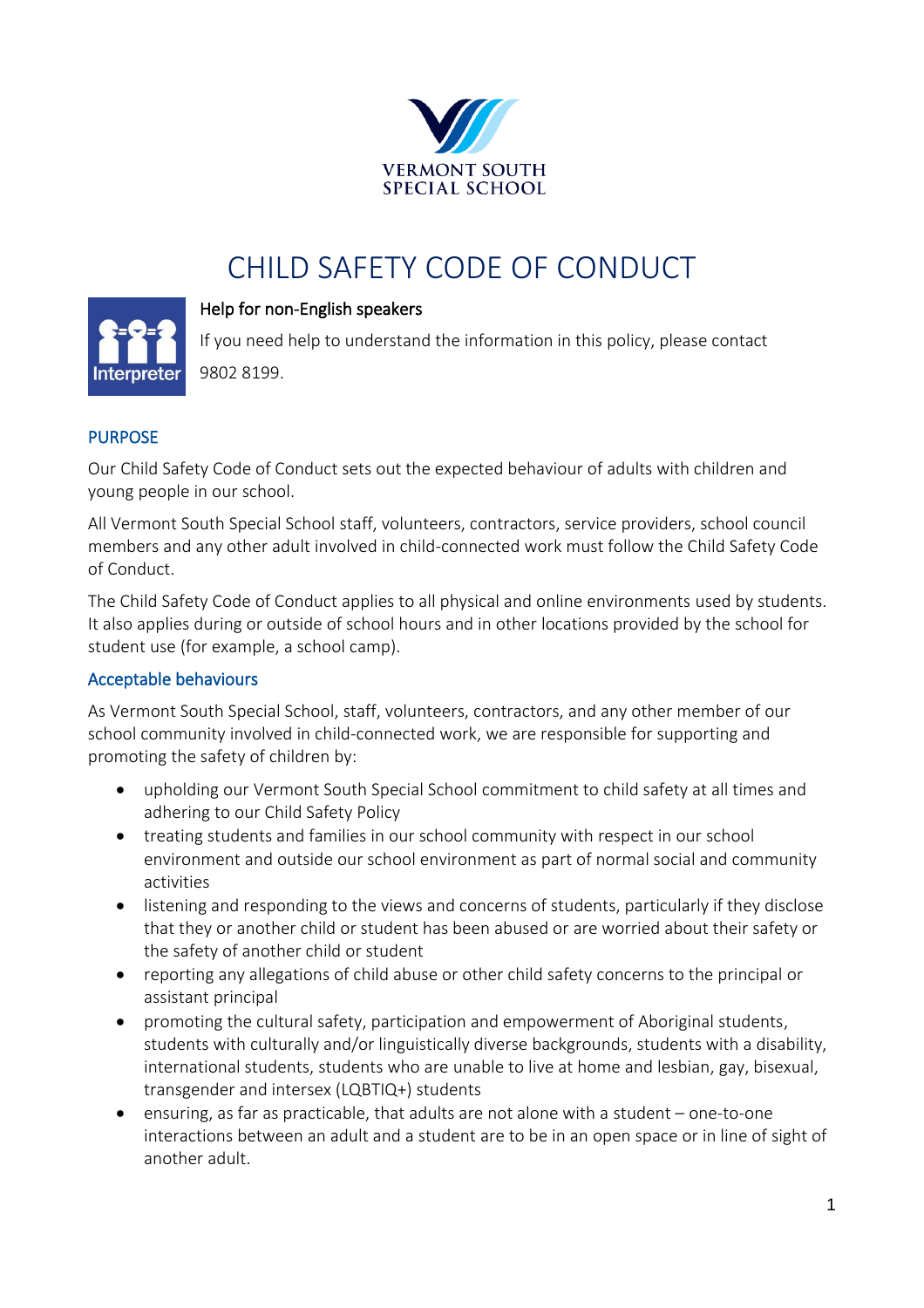VERMONT SOUTH SPECIAL SCHOOL

# CHILD SAFETY CODE OF CONDUCT

**Help for non-English speakers**

If you need help to understand the information in this policy, please contact 9802 8199.

## PURPOSE

Our Child Safety Code of Conduct sets out the expected behaviour of adults with children and young people in our school.

All Vermont South Special School staff, volunteers, contractors, service providers, school council members and any other adult involved in child-connected work must follow the Child Safety Code of Conduct.

The Child Safety Code of Conduct applies to all physical and online environments used by students. It also applies during or outside of school hours and in other locations provided by the school for student use (for example, a school camp).

### Acceptable behaviours

As Vermont South Special School, staff, volunteers, contractors, and any other member of our school community involved in child-connected work, we are responsible for supporting and promoting the safety of children by:

- upholding our Vermont South Special School commitment to child safety at all times and adhering to our Child Safety Policy
- treating students and families in our school community with respect in our school environment and outside our school environment as part of normal social and community activities
- listening and responding to the views and concerns of students, particularly if they disclose that they or another child or student has been abused or are worried about their safety or the safety of another child or student
- reporting any allegations of child abuse or other child safety concerns to the principal or assistant principal
- promoting the cultural safety, participation and empowerment of Aboriginal students, students with culturally and/or linguistically diverse backgrounds, students with a disability, international students, students who are unable to live at home and lesbian, gay, bisexual, transgender and intersex (LQBTIQ+) students
- ensuring, as far as practicable, that adults are not alone with a student – one-to-one interactions between an adult and a student are to be in an open space or in line of sight of another adult.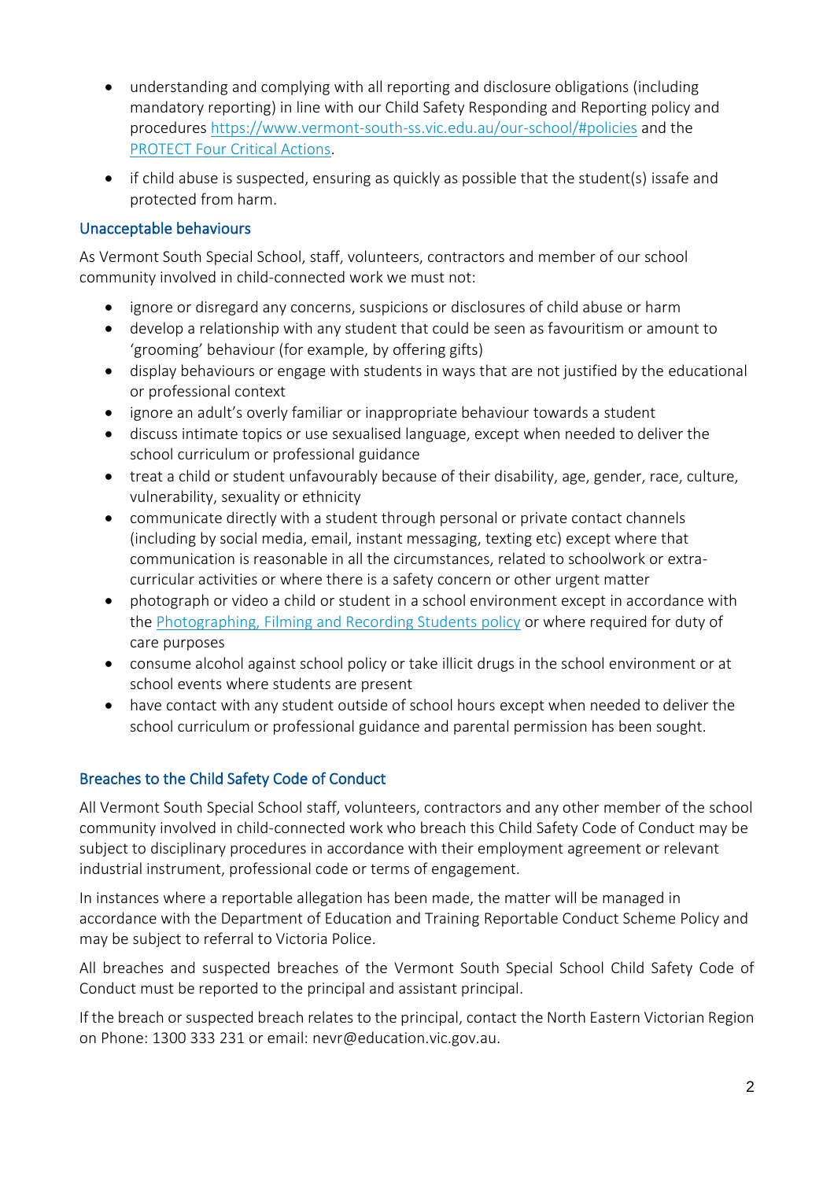- understanding and complying with all reporting and disclosure obligations (including mandatory reporting) in line with our Child Safety Responding and Reporting policy and procedures [https://www.vermont-south-ss.vic.edu.au/our-school/#policies](https://www.vermont-south-ss.vic.edu.au/our-school/#policies) and the [PROTECT Four Critical Actions](#).
- if child abuse is suspected, ensuring as quickly as possible that the student(s) issafe and protected from harm.

## Unacceptable behaviours

As Vermont South Special School, staff, volunteers, contractors and member of our school community involved in child-connected work we must not:

- ignore or disregard any concerns, suspicions or disclosures of child abuse or harm
- develop a relationship with any student that could be seen as favouritism or amount to 'grooming' behaviour (for example, by offering gifts)
- display behaviours or engage with students in ways that are not justified by the educational or professional context
- ignore an adult's overly familiar or inappropriate behaviour towards a student
- discuss intimate topics or use sexualised language, except when needed to deliver the school curriculum or professional guidance
- treat a child or student unfavourably because of their disability, age, gender, race, culture, vulnerability, sexuality or ethnicity
- communicate directly with a student through personal or private contact channels (including by social media, email, instant messaging, texting etc) except where that communication is reasonable in all the circumstances, related to schoolwork or extra-curricular activities or where there is a safety concern or other urgent matter
- photograph or video a child or student in a school environment except in accordance with the [Photographing, Filming and Recording Students policy](#) or where required for duty of care purposes
- consume alcohol against school policy or take illicit drugs in the school environment or at school events where students are present
- have contact with any student outside of school hours except when needed to deliver the school curriculum or professional guidance and parental permission has been sought.

## Breaches to the Child Safety Code of Conduct

All Vermont South Special School staff, volunteers, contractors and any other member of the school community involved in child-connected work who breach this Child Safety Code of Conduct may be subject to disciplinary procedures in accordance with their employment agreement or relevant industrial instrument, professional code or terms of engagement.

In instances where a reportable allegation has been made, the matter will be managed in accordance with the Department of Education and Training Reportable Conduct Scheme Policy and may be subject to referral to Victoria Police.

All breaches and suspected breaches of the Vermont South Special School Child Safety Code of Conduct must be reported to the principal and assistant principal.

If the breach or suspected breach relates to the principal, contact the North Eastern Victorian Region on Phone: 1300 333 231 or email: nevr@education.vic.gov.au.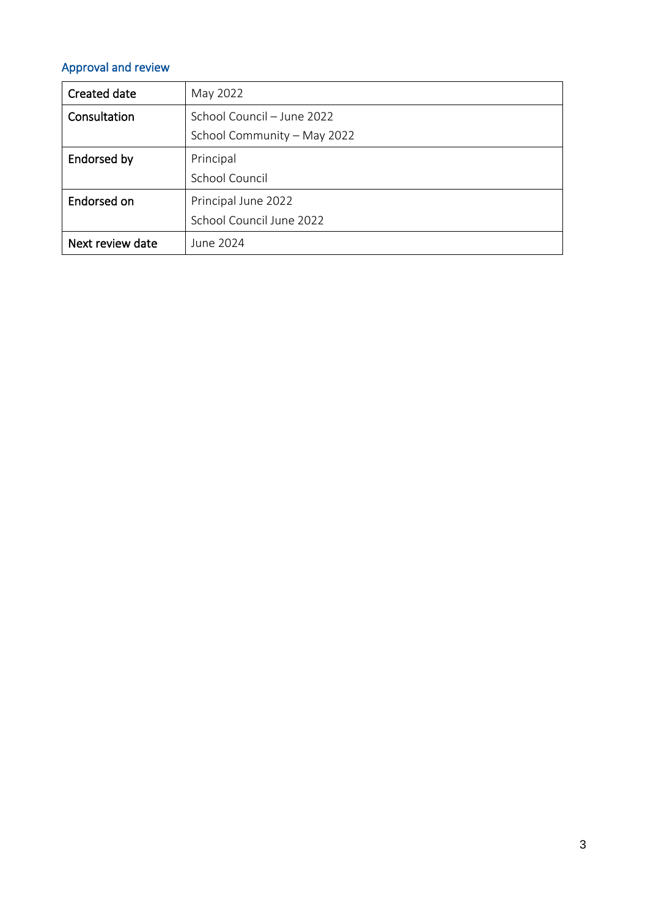## Approval and review

| | |
|---|---|
| Created date | May 2022 |
| Consultation | School Council – June 2022<br>School Community – May 2022 |
| Endorsed by | Principal<br>School Council |
| Endorsed on | Principal June 2022<br>School Council June 2022 |
| Next review date | June 2024 |